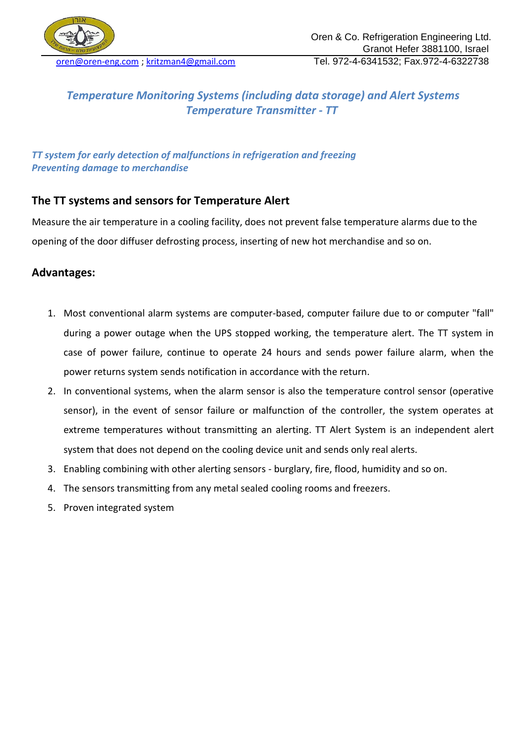Oren & Co. Refrigeration Engineering Ltd.
Granot Hefer 3881100, Israel
Tel. 972-4-6341532; Fax.972-4-6322738

oren@oren-eng.com ; kritzman4@gmail.com

# *Temperature Monitoring Systems (including data storage) and Alert Systems*
# *Temperature Transmitter - TT*

***TT system for early detection of malfunctions in refrigeration and freezing***
***Preventing damage to merchandise***

## The TT systems and sensors for Temperature Alert

Measure the air temperature in a cooling facility, does not prevent false temperature alarms due to the opening of the door diffuser defrosting process, inserting of new hot merchandise and so on.

## Advantages:

1. Most conventional alarm systems are computer-based, computer failure due to or computer "fall" during a power outage when the UPS stopped working, the temperature alert. The TT system in case of power failure, continue to operate 24 hours and sends power failure alarm, when the power returns system sends notification in accordance with the return.
2. In conventional systems, when the alarm sensor is also the temperature control sensor (operative sensor), in the event of sensor failure or malfunction of the controller, the system operates at extreme temperatures without transmitting an alerting. TT Alert System is an independent alert system that does not depend on the cooling device unit and sends only real alerts.
3. Enabling combining with other alerting sensors - burglary, fire, flood, humidity and so on.
4. The sensors transmitting from any metal sealed cooling rooms and freezers.
5. Proven integrated system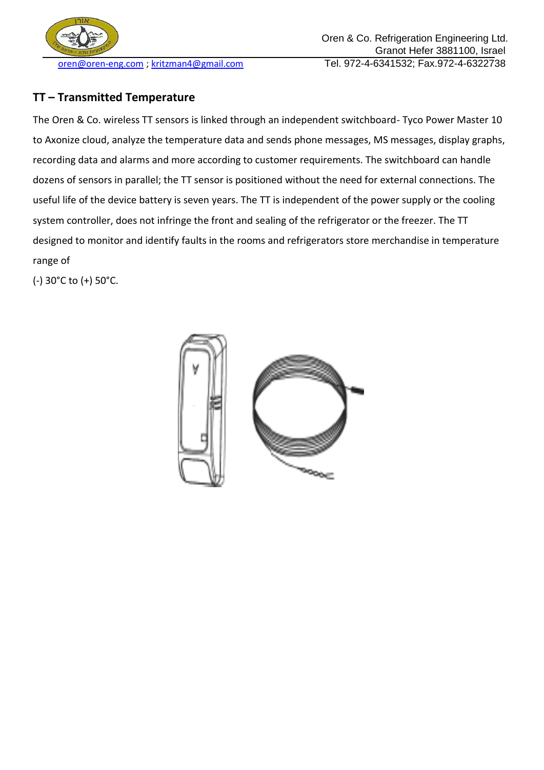## TT – Transmitted Temperature

The Oren & Co. wireless TT sensors is linked through an independent switchboard- Tyco Power Master 10 to Axonize cloud, analyze the temperature data and sends phone messages, MS messages, display graphs, recording data and alarms and more according to customer requirements. The switchboard can handle dozens of sensors in parallel; the TT sensor is positioned without the need for external connections. The useful life of the device battery is seven years. The TT is independent of the power supply or the cooling system controller, does not infringe the front and sealing of the refrigerator or the freezer. The TT designed to monitor and identify faults in the rooms and refrigerators store merchandise in temperature range of

(-) 30°C to (+) 50°C.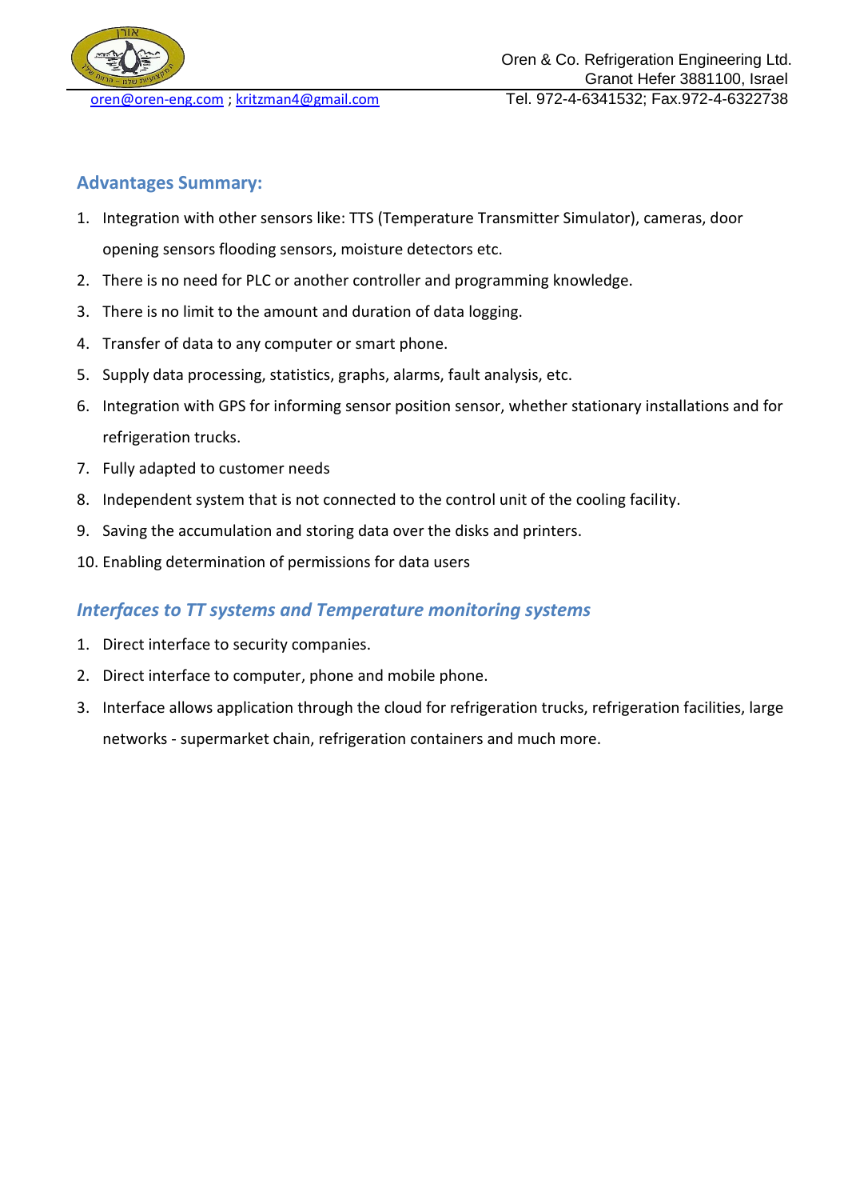## Advantages Summary:

1. Integration with other sensors like: TTS (Temperature Transmitter Simulator), cameras, door opening sensors flooding sensors, moisture detectors etc.
2. There is no need for PLC or another controller and programming knowledge.
3. There is no limit to the amount and duration of data logging.
4. Transfer of data to any computer or smart phone.
5. Supply data processing, statistics, graphs, alarms, fault analysis, etc.
6. Integration with GPS for informing sensor position sensor, whether stationary installations and for refrigeration trucks.
7. Fully adapted to customer needs
8. Independent system that is not connected to the control unit of the cooling facility.
9. Saving the accumulation and storing data over the disks and printers.
10. Enabling determination of permissions for data users

## *Interfaces to TT systems and Temperature monitoring systems*

1. Direct interface to security companies.
2. Direct interface to computer, phone and mobile phone.
3. Interface allows application through the cloud for refrigeration trucks, refrigeration facilities, large networks - supermarket chain, refrigeration containers and much more.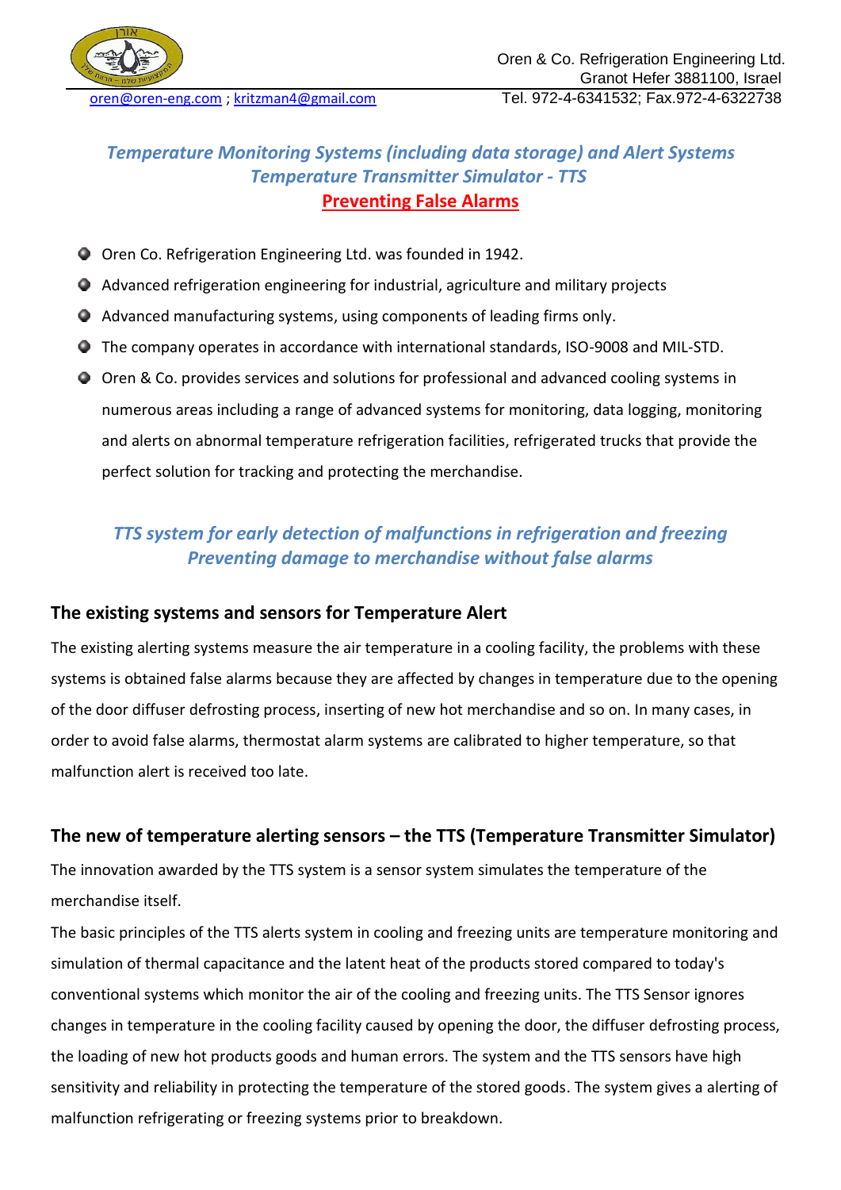Oren & Co. Refrigeration Engineering Ltd.
Granot Hefer 3881100, Israel
Tel. 972-4-6341532; Fax.972-4-6322738

oren@oren-eng.com ; kritzman4@gmail.com

***Temperature Monitoring Systems (including data storage) and Alert Systems***
***Temperature Transmitter Simulator - TTS***
**Preventing False Alarms**

- Oren Co. Refrigeration Engineering Ltd. was founded in 1942.
- Advanced refrigeration engineering for industrial, agriculture and military projects
- Advanced manufacturing systems, using components of leading firms only.
- The company operates in accordance with international standards, ISO-9008 and MIL-STD.
- Oren & Co. provides services and solutions for professional and advanced cooling systems in numerous areas including a range of advanced systems for monitoring, data logging, monitoring and alerts on abnormal temperature refrigeration facilities, refrigerated trucks that provide the perfect solution for tracking and protecting the merchandise.

***TTS system for early detection of malfunctions in refrigeration and freezing***
***Preventing damage to merchandise without false alarms***

## The existing systems and sensors for Temperature Alert

The existing alerting systems measure the air temperature in a cooling facility, the problems with these systems is obtained false alarms because they are affected by changes in temperature due to the opening of the door diffuser defrosting process, inserting of new hot merchandise and so on. In many cases, in order to avoid false alarms, thermostat alarm systems are calibrated to higher temperature, so that malfunction alert is received too late.

## The new of temperature alerting sensors – the TTS (Temperature Transmitter Simulator)

The innovation awarded by the TTS system is a sensor system simulates the temperature of the merchandise itself.

The basic principles of the TTS alerts system in cooling and freezing units are temperature monitoring and simulation of thermal capacitance and the latent heat of the products stored compared to today's conventional systems which monitor the air of the cooling and freezing units. The TTS Sensor ignores changes in temperature in the cooling facility caused by opening the door, the diffuser defrosting process, the loading of new hot products goods and human errors. The system and the TTS sensors have high sensitivity and reliability in protecting the temperature of the stored goods. The system gives a alerting of malfunction refrigerating or freezing systems prior to breakdown.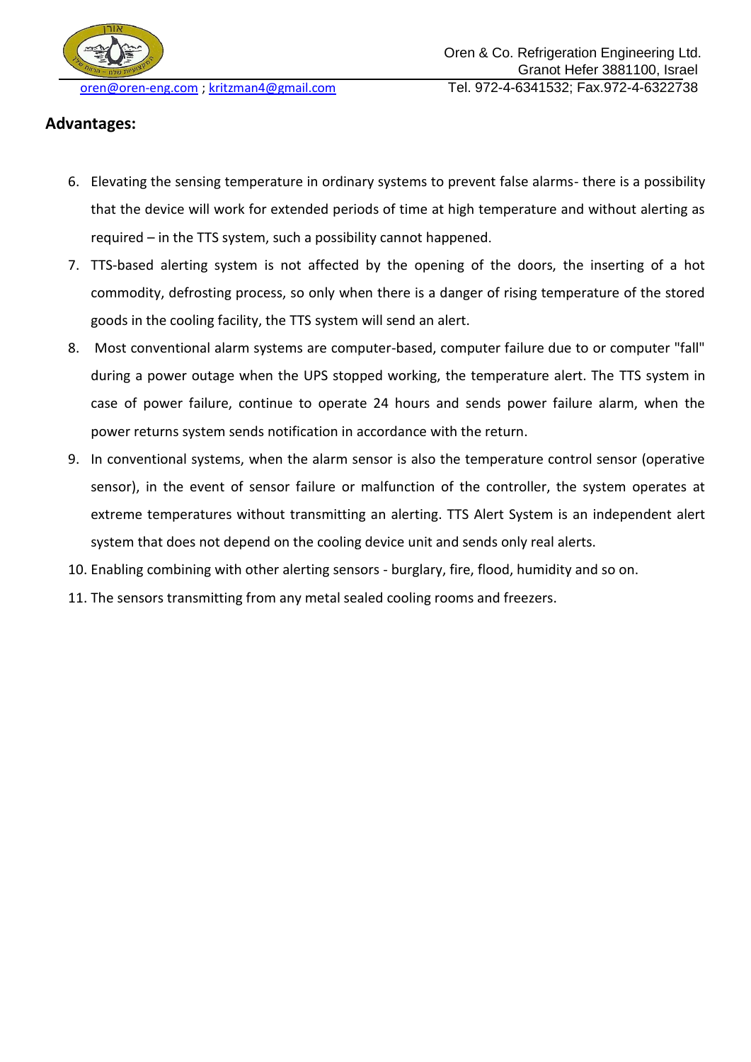## Advantages:

6. Elevating the sensing temperature in ordinary systems to prevent false alarms- there is a possibility that the device will work for extended periods of time at high temperature and without alerting as required – in the TTS system, such a possibility cannot happened.
7. TTS-based alerting system is not affected by the opening of the doors, the inserting of a hot commodity, defrosting process, so only when there is a danger of rising temperature of the stored goods in the cooling facility, the TTS system will send an alert.
8. Most conventional alarm systems are computer-based, computer failure due to or computer "fall" during a power outage when the UPS stopped working, the temperature alert. The TTS system in case of power failure, continue to operate 24 hours and sends power failure alarm, when the power returns system sends notification in accordance with the return.
9. In conventional systems, when the alarm sensor is also the temperature control sensor (operative sensor), in the event of sensor failure or malfunction of the controller, the system operates at extreme temperatures without transmitting an alerting. TTS Alert System is an independent alert system that does not depend on the cooling device unit and sends only real alerts.
10. Enabling combining with other alerting sensors - burglary, fire, flood, humidity and so on.
11. The sensors transmitting from any metal sealed cooling rooms and freezers.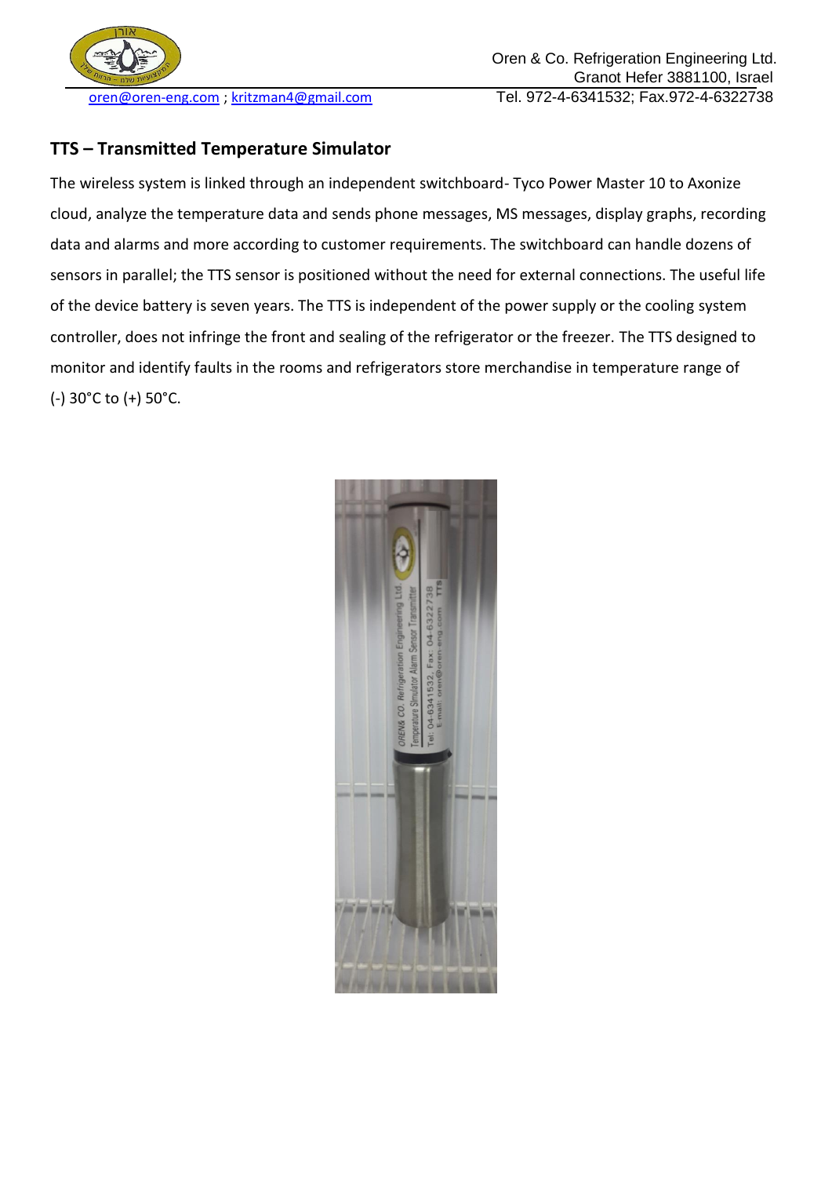## TTS – Transmitted Temperature Simulator

The wireless system is linked through an independent switchboard- Tyco Power Master 10 to Axonize cloud, analyze the temperature data and sends phone messages, MS messages, display graphs, recording data and alarms and more according to customer requirements. The switchboard can handle dozens of sensors in parallel; the TTS sensor is positioned without the need for external connections. The useful life of the device battery is seven years. The TTS is independent of the power supply or the cooling system controller, does not infringe the front and sealing of the refrigerator or the freezer. The TTS designed to monitor and identify faults in the rooms and refrigerators store merchandise in temperature range of (-) 30°C to (+) 50°C.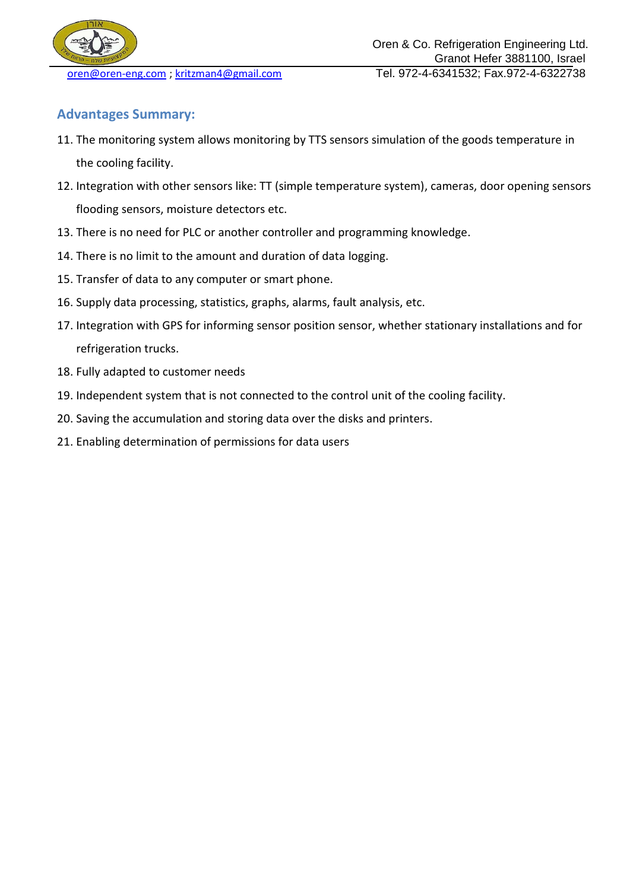## Advantages Summary:

11. The monitoring system allows monitoring by TTS sensors simulation of the goods temperature in the cooling facility.
12. Integration with other sensors like: TT (simple temperature system), cameras, door opening sensors flooding sensors, moisture detectors etc.
13. There is no need for PLC or another controller and programming knowledge.
14. There is no limit to the amount and duration of data logging.
15. Transfer of data to any computer or smart phone.
16. Supply data processing, statistics, graphs, alarms, fault analysis, etc.
17. Integration with GPS for informing sensor position sensor, whether stationary installations and for refrigeration trucks.
18. Fully adapted to customer needs
19. Independent system that is not connected to the control unit of the cooling facility.
20. Saving the accumulation and storing data over the disks and printers.
21. Enabling determination of permissions for data users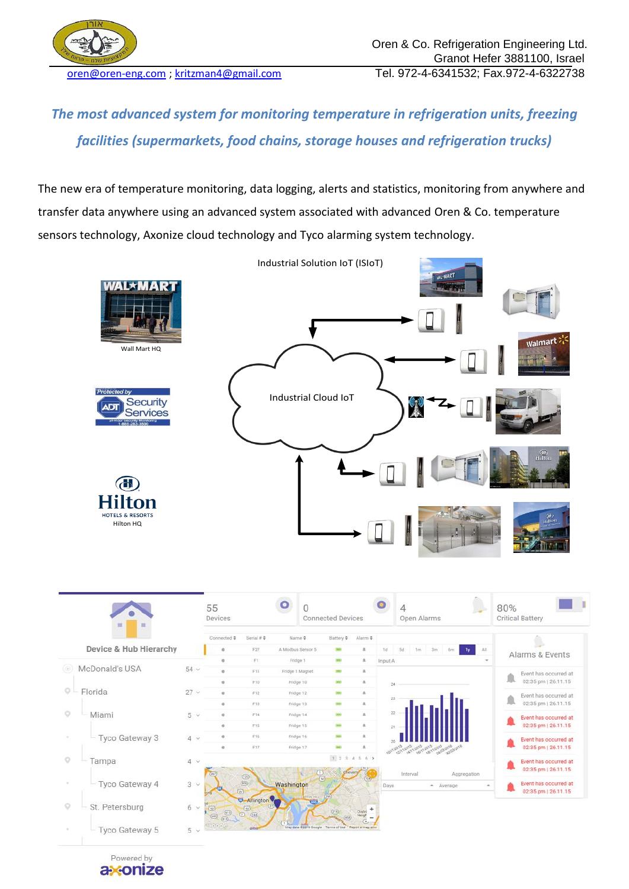Oren & Co. Refrigeration Engineering Ltd.
Granot Hefer 3881100, Israel
Tel. 972-4-6341532; Fax.972-4-6322738

oren@oren-eng.com ; kritzman4@gmail.com

## *The most advanced system for monitoring temperature in refrigeration units, freezing facilities (supermarkets, food chains, storage houses and refrigeration trucks)*

The new era of temperature monitoring, data logging, alerts and statistics, monitoring from anywhere and transfer data anywhere using an advanced system associated with advanced Oren & Co. temperature sensors technology, Axonize cloud technology and Tyco alarming system technology.

Industrial Solution IoT (ISIoT)

Wall Mart HQ

Industrial Cloud IoT

Hilton HQ

Device & Hub Hierarchy

| | |
|---|---|
| McDonald's USA | 54 |
| Florida | 27 |
| Miami | 5 |
| Tyco Gateway 3 | 4 |
| Tampa | 4 |
| Tyco Gateway 4 | 3 |
| St. Petersburg | 6 |
| Tyco Gateway 5 | 5 |

55 Devices | 0 Connected Devices | 4 Open Alarms | 80% Critical Battery

Alarms & Events

Event has occurred at 02:35 pm | 26.11.15

Powered by axonize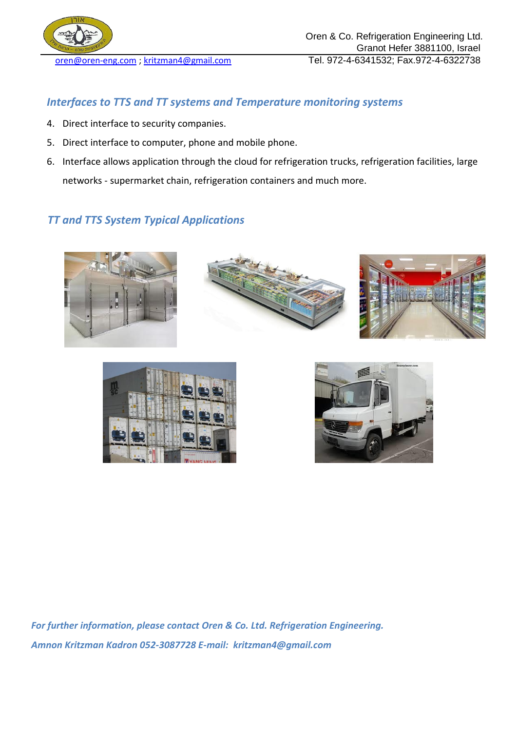## *Interfaces to TTS and TT systems and Temperature monitoring systems*

4. Direct interface to security companies.
5. Direct interface to computer, phone and mobile phone.
6. Interface allows application through the cloud for refrigeration trucks, refrigeration facilities, large networks - supermarket chain, refrigeration containers and much more.

## *TT and TTS System Typical Applications*

*For further information, please contact Oren & Co. Ltd. Refrigeration Engineering.*

*Amnon Kritzman Kadron 052-3087728 E-mail: kritzman4@gmail.com*